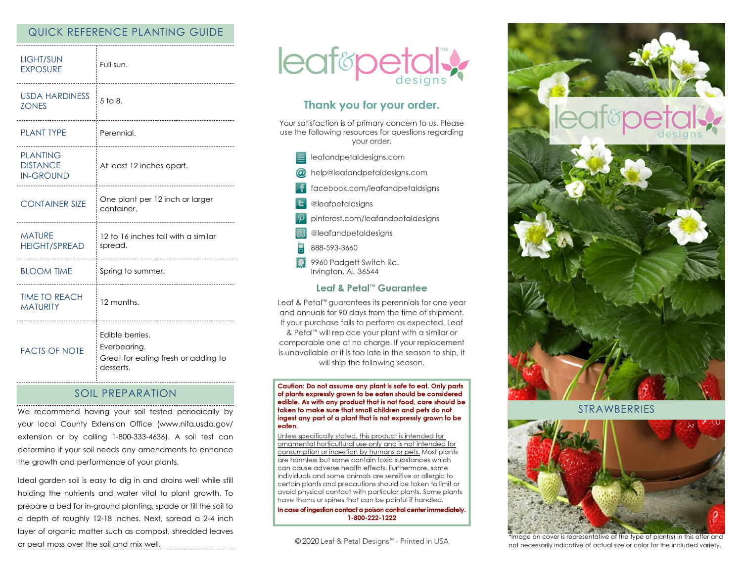## QUICK REFERENCE PLANTING GUIDE

| | |
|---|---|
| LIGHT/SUN EXPOSURE | Full sun. |
| USDA HARDINESS ZONES | 5 to 8. |
| PLANT TYPE | Perennial. |
| PLANTING DISTANCE IN-GROUND | At least 12 inches apart. |
| CONTAINER SIZE | One plant per 12 inch or larger container. |
| MATURE HEIGHT/SPREAD | 12 to 16 inches tall with a similar spread. |
| BLOOM TIME | Spring to summer. |
| TIME TO REACH MATURITY | 12 months. |
| FACTS OF NOTE | Edible berries.<br>Everbearing.<br>Great for eating fresh or adding to desserts. |

## SOIL PREPARATION

We recommend having your soil tested periodically by your local County Extension Office (www.nifa.usda.gov/extension or by calling 1-800-333-4636). A soil test can determine if your soil needs any amendments to enhance the growth and performance of your plants.

Ideal garden soil is easy to dig in and drains well while still holding the nutrients and water vital to plant growth. To prepare a bed for in-ground planting, spade or till the soil to a depth of roughly 12-18 inches. Next, spread a 2-4 inch layer of organic matter such as compost, shredded leaves or peat moss over the soil and mix well.

leaf&petal™ designs

## Thank you for your order.

Your satisfaction is of primary concern to us. Please use the following resources for questions regarding your order.

- leafandpetaldesigns.com
- help@leafandpetaldesigns.com
- facebook.com/leafandpetaldsigns
- @leafpetaldsigns
- pinterest.com/leafandpetaldesigns
- @leafandpetaldesigns
- 888-593-3660
- 9960 Padgett Switch Rd.  
  Irvington, AL 36544

## Leaf & Petal™ Guarantee

Leaf & Petal™ guarantees its perennials for one year and annuals for 90 days from the time of shipment. If your purchase fails to perform as expected, Leaf & Petal™ will replace your plant with a similar or comparable one at no charge. If your replacement is unavailable or it is too late in the season to ship, it will ship the following season.

**Caution: Do not assume any plant is safe to eat. Only parts of plants expressly grown to be eaten should be considered edible. As with any product that is not food, care should be taken to make sure that small children and pets do not ingest any part of a plant that is not expressly grown to be eaten.**

Unless specifically stated, this product is intended for ornamental horticultural use only and is not intended for consumption or ingestion by humans or pets. Most plants are harmless but some contain toxic substances which can cause adverse health effects. Furthermore, some individuals and some animals are sensitive or allergic to certain plants and precautions should be taken to limit or avoid physical contact with particular plants. Some plants have thorns or spines that can be painful if handled.

**In case of ingestion contact a poison control center immediately. 1-800-222-1222**

© 2020 Leaf & Petal Designs™ - Printed in USA

leaf&petal™ designs

## STRAWBERRIES

*Image on cover is representative of the type of plant(s) in this offer and not necessarily indicative of actual size or color for the included variety.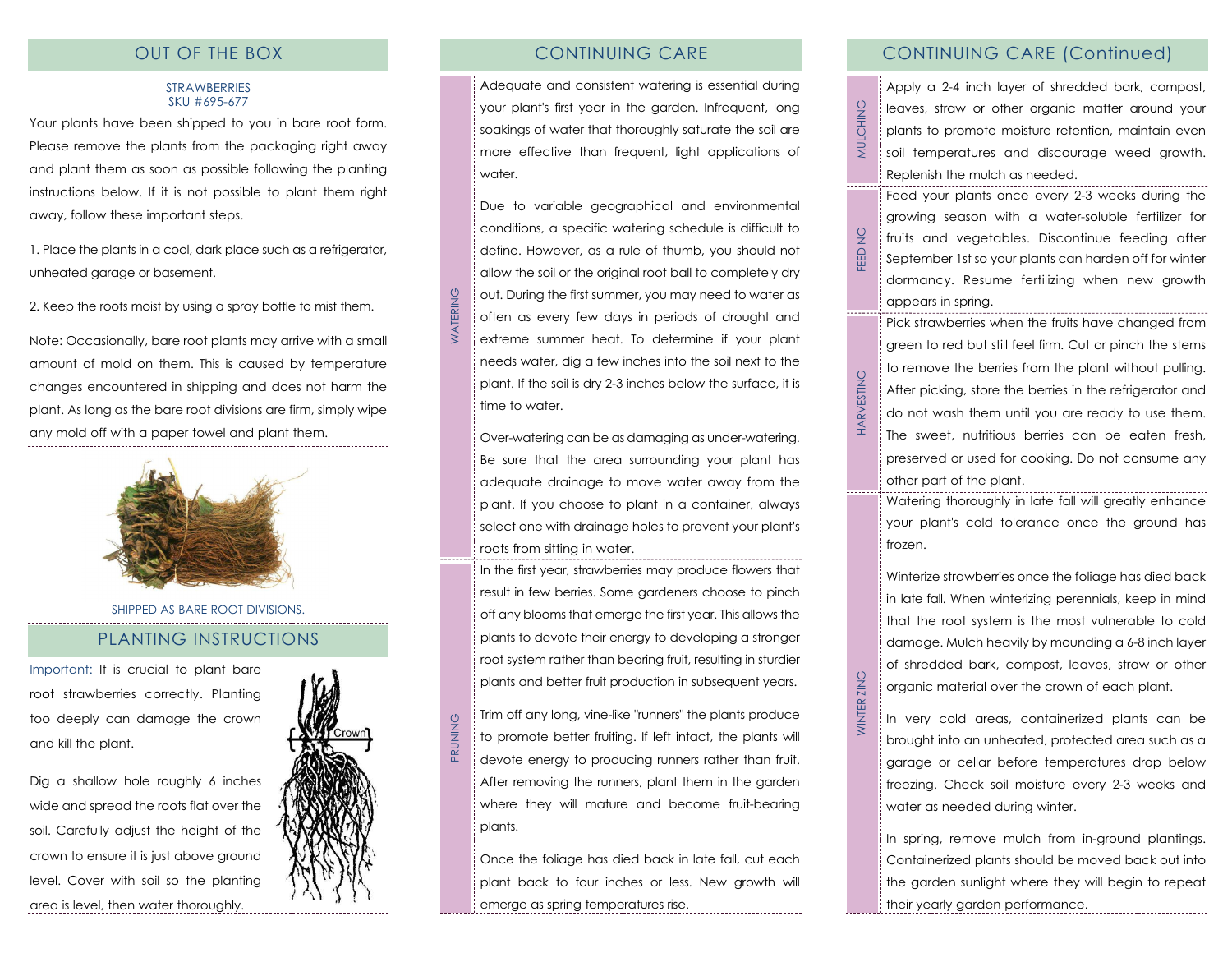## OUT OF THE BOX

STRAWBERRIES
SKU #695-677

Your plants have been shipped to you in bare root form. Please remove the plants from the packaging right away and plant them as soon as possible following the planting instructions below. If it is not possible to plant them right away, follow these important steps.

1. Place the plants in a cool, dark place such as a refrigerator, unheated garage or basement.

2. Keep the roots moist by using a spray bottle to mist them.

Note: Occasionally, bare root plants may arrive with a small amount of mold on them. This is caused by temperature changes encountered in shipping and does not harm the plant. As long as the bare root divisions are firm, simply wipe any mold off with a paper towel and plant them.

SHIPPED AS BARE ROOT DIVISIONS.

## PLANTING INSTRUCTIONS

Important: It is crucial to plant bare root strawberries correctly. Planting too deeply can damage the crown and kill the plant.

Dig a shallow hole roughly 6 inches wide and spread the roots flat over the soil. Carefully adjust the height of the crown to ensure it is just above ground level. Cover with soil so the planting area is level, then water thoroughly.

Crown

## CONTINUING CARE

### WATERING

Adequate and consistent watering is essential during your plant's first year in the garden. Infrequent, long soakings of water that thoroughly saturate the soil are more effective than frequent, light applications of water.

Due to variable geographical and environmental conditions, a specific watering schedule is difficult to define. However, as a rule of thumb, you should not allow the soil or the original root ball to completely dry out. During the first summer, you may need to water as often as every few days in periods of drought and extreme summer heat. To determine if your plant needs water, dig a few inches into the soil next to the plant. If the soil is dry 2-3 inches below the surface, it is time to water.

Over-watering can be as damaging as under-watering. Be sure that the area surrounding your plant has adequate drainage to move water away from the plant. If you choose to plant in a container, always select one with drainage holes to prevent your plant's roots from sitting in water.

### PRUNING

In the first year, strawberries may produce flowers that result in few berries. Some gardeners choose to pinch off any blooms that emerge the first year. This allows the plants to devote their energy to developing a stronger root system rather than bearing fruit, resulting in sturdier plants and better fruit production in subsequent years.

Trim off any long, vine-like "runners" the plants produce to promote better fruiting. If left intact, the plants will devote energy to producing runners rather than fruit. After removing the runners, plant them in the garden where they will mature and become fruit-bearing plants.

Once the foliage has died back in late fall, cut each plant back to four inches or less. New growth will emerge as spring temperatures rise.

## CONTINUING CARE (Continued)

### MULCHING

Apply a 2-4 inch layer of shredded bark, compost, leaves, straw or other organic matter around your plants to promote moisture retention, maintain even soil temperatures and discourage weed growth. Replenish the mulch as needed.

### FEEDING

Feed your plants once every 2-3 weeks during the growing season with a water-soluble fertilizer for fruits and vegetables. Discontinue feeding after September 1st so your plants can harden off for winter dormancy. Resume fertilizing when new growth appears in spring.

### HARVESTING

Pick strawberries when the fruits have changed from green to red but still feel firm. Cut or pinch the stems to remove the berries from the plant without pulling. After picking, store the berries in the refrigerator and do not wash them until you are ready to use them. The sweet, nutritious berries can be eaten fresh, preserved or used for cooking. Do not consume any other part of the plant.

### WINTERIZING

Watering thoroughly in late fall will greatly enhance your plant's cold tolerance once the ground has frozen.

Winterize strawberries once the foliage has died back in late fall. When winterizing perennials, keep in mind that the root system is the most vulnerable to cold damage. Mulch heavily by mounding a 6-8 inch layer of shredded bark, compost, leaves, straw or other organic material over the crown of each plant.

In very cold areas, containerized plants can be brought into an unheated, protected area such as a garage or cellar before temperatures drop below freezing. Check soil moisture every 2-3 weeks and water as needed during winter.

In spring, remove mulch from in-ground plantings. Containerized plants should be moved back out into the garden sunlight where they will begin to repeat their yearly garden performance.